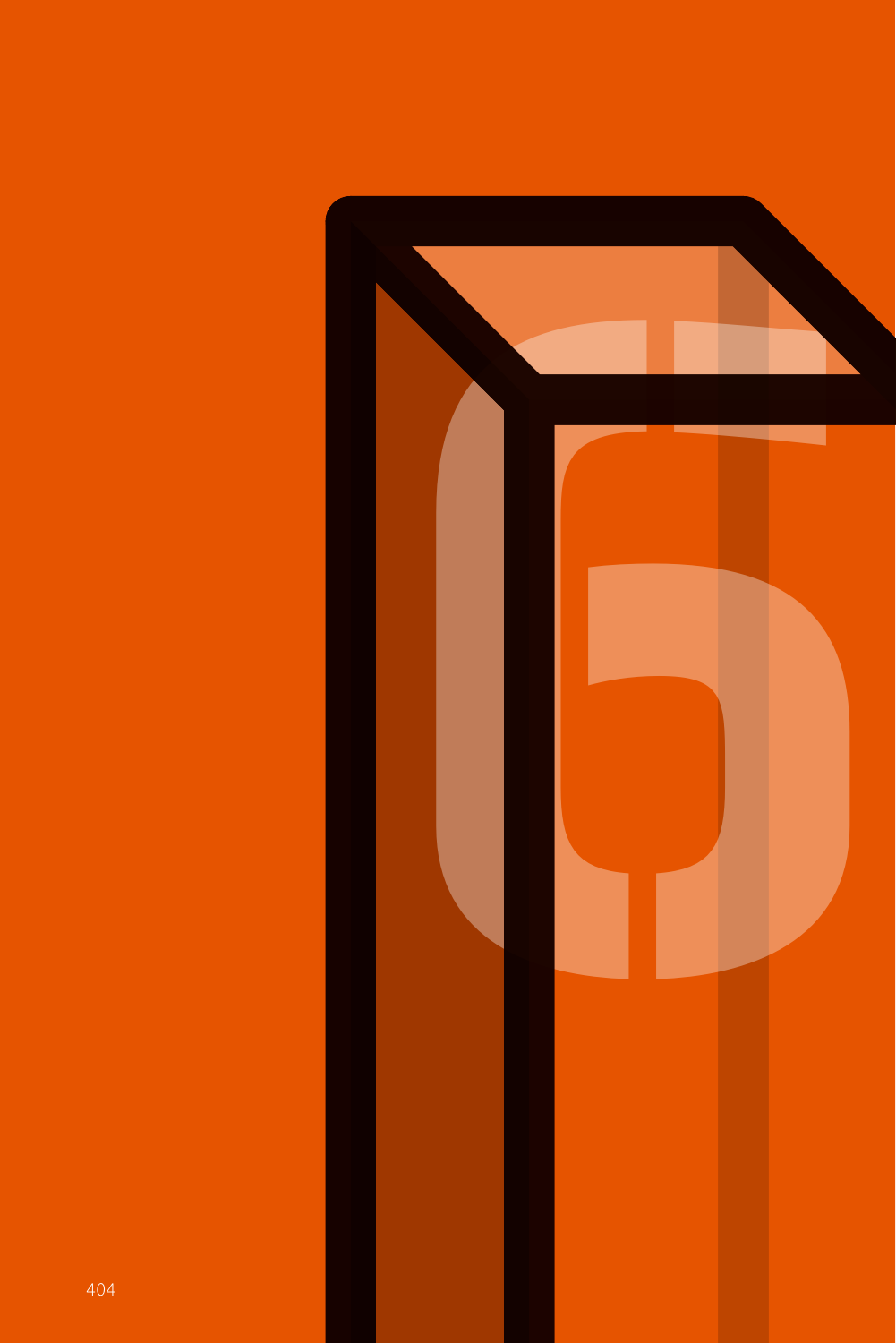# 6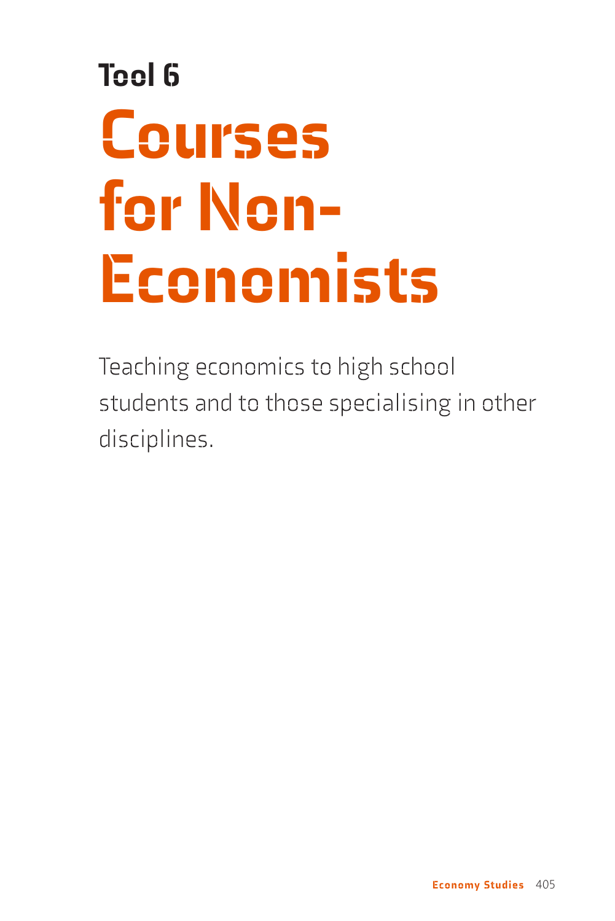# Tool 6

# Courses for Non-Economists

Teaching economics to high school students and to those specialising in other disciplines.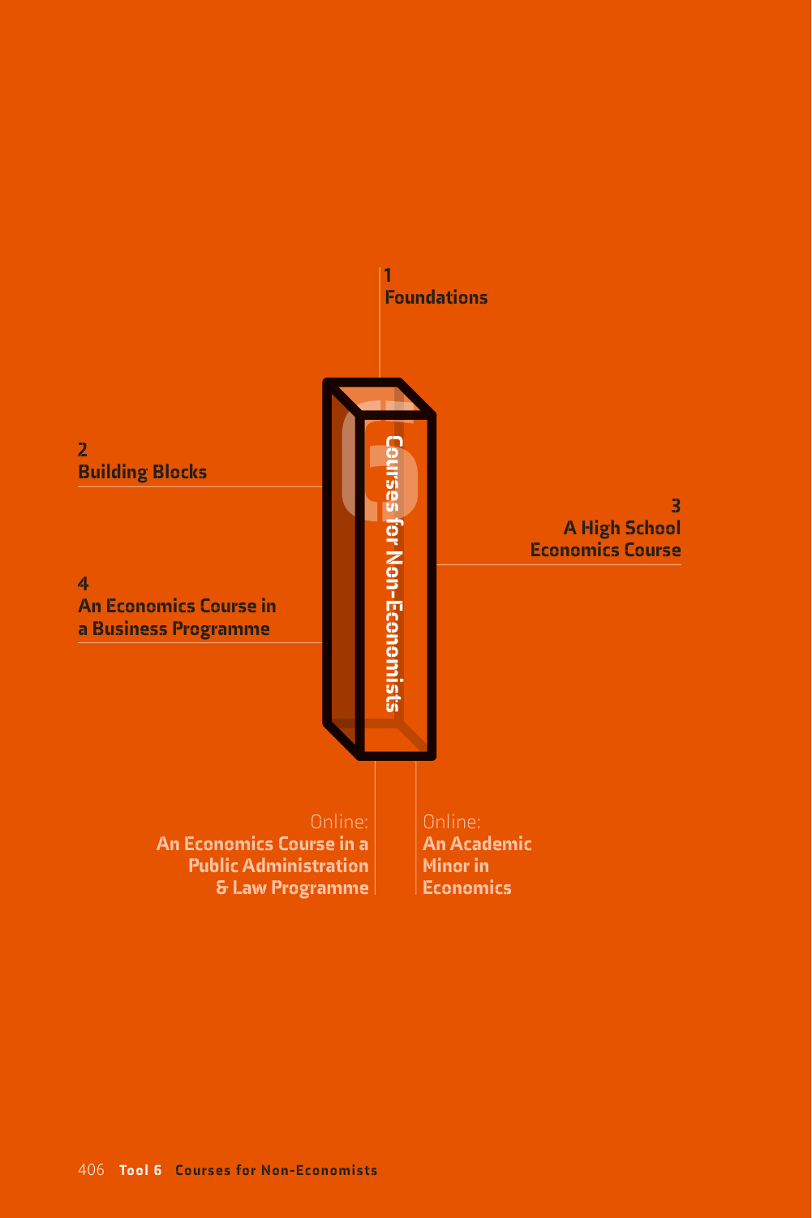# 6 Courses for Non-Economists

1
**Foundations**

2
**Building Blocks**

3
**A High School Economics Course**

4
**An Economics Course in a Business Programme**

Online:
**An Economics Course in a Public Administration & Law Programme**

Online:
**An Academic Minor in Economics**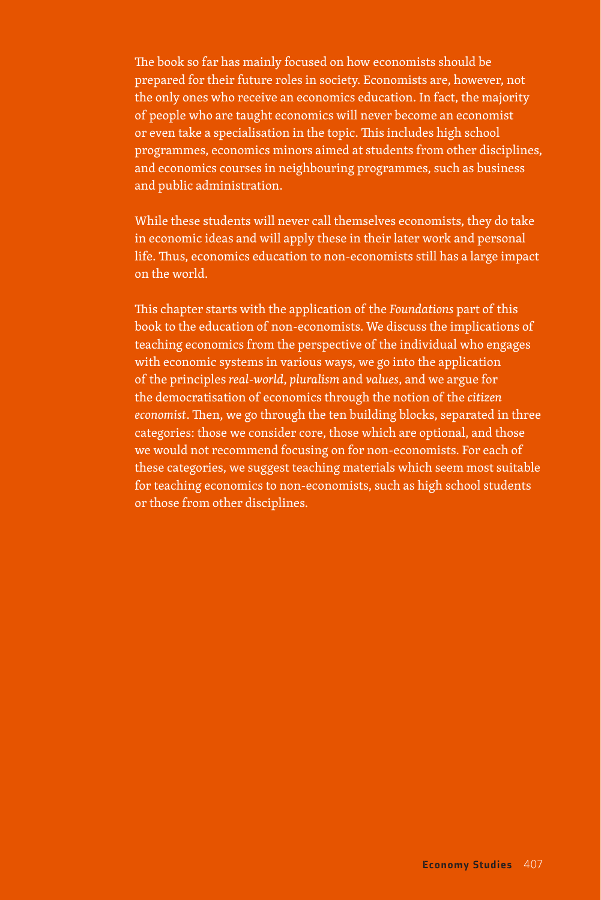The book so far has mainly focused on how economists should be prepared for their future roles in society. Economists are, however, not the only ones who receive an economics education. In fact, the majority of people who are taught economics will never become an economist or even take a specialisation in the topic. This includes high school programmes, economics minors aimed at students from other disciplines, and economics courses in neighbouring programmes, such as business and public administration.

While these students will never call themselves economists, they do take in economic ideas and will apply these in their later work and personal life. Thus, economics education to non-economists still has a large impact on the world.

This chapter starts with the application of the *Foundations* part of this book to the education of non-economists. We discuss the implications of teaching economics from the perspective of the individual who engages with economic systems in various ways, we go into the application of the principles *real-world*, *pluralism* and *values*, and we argue for the democratisation of economics through the notion of the *citizen economist*. Then, we go through the ten building blocks, separated in three categories: those we consider core, those which are optional, and those we would not recommend focusing on for non-economists. For each of these categories, we suggest teaching materials which seem most suitable for teaching economics to non-economists, such as high school students or those from other disciplines.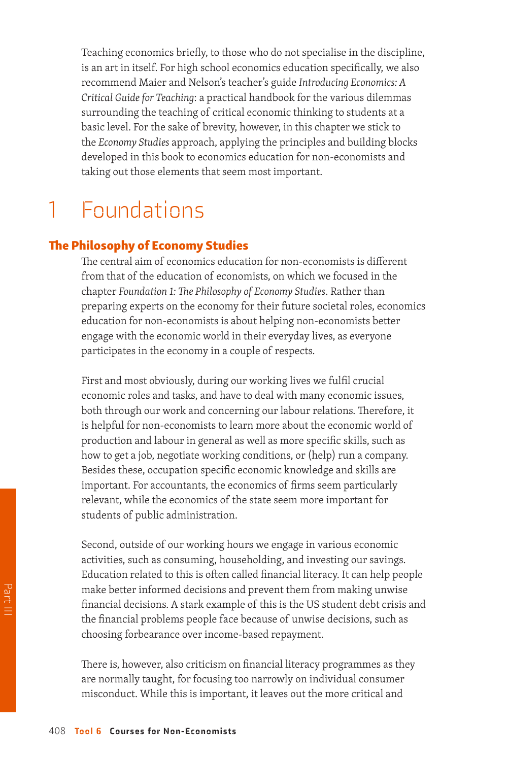Teaching economics briefly, to those who do not specialise in the discipline, is an art in itself. For high school economics education specifically, we also recommend Maier and Nelson's teacher's guide *Introducing Economics: A Critical Guide for Teaching*: a practical handbook for the various dilemmas surrounding the teaching of critical economic thinking to students at a basic level. For the sake of brevity, however, in this chapter we stick to the *Economy Studies* approach, applying the principles and building blocks developed in this book to economics education for non-economists and taking out those elements that seem most important.

# 1 Foundations

## The Philosophy of Economy Studies

The central aim of economics education for non-economists is different from that of the education of economists, on which we focused in the chapter *Foundation 1: The Philosophy of Economy Studies*. Rather than preparing experts on the economy for their future societal roles, economics education for non-economists is about helping non-economists better engage with the economic world in their everyday lives, as everyone participates in the economy in a couple of respects.

First and most obviously, during our working lives we fulfil crucial economic roles and tasks, and have to deal with many economic issues, both through our work and concerning our labour relations. Therefore, it is helpful for non-economists to learn more about the economic world of production and labour in general as well as more specific skills, such as how to get a job, negotiate working conditions, or (help) run a company. Besides these, occupation specific economic knowledge and skills are important. For accountants, the economics of firms seem particularly relevant, while the economics of the state seem more important for students of public administration.

Second, outside of our working hours we engage in various economic activities, such as consuming, householding, and investing our savings. Education related to this is often called financial literacy. It can help people make better informed decisions and prevent them from making unwise financial decisions. A stark example of this is the US student debt crisis and the financial problems people face because of unwise decisions, such as choosing forbearance over income-based repayment.

There is, however, also criticism on financial literacy programmes as they are normally taught, for focusing too narrowly on individual consumer misconduct. While this is important, it leaves out the more critical and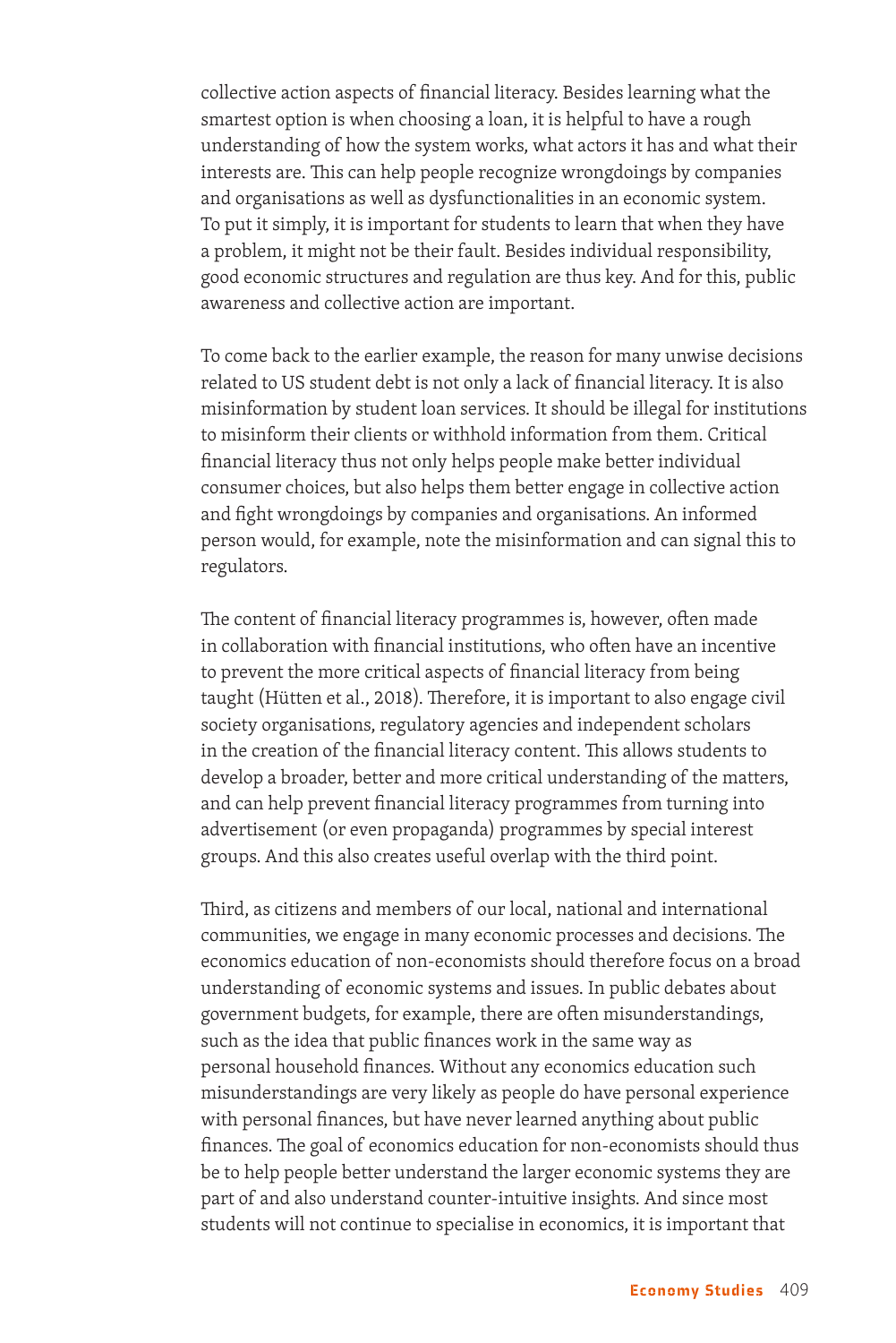collective action aspects of financial literacy. Besides learning what the smartest option is when choosing a loan, it is helpful to have a rough understanding of how the system works, what actors it has and what their interests are. This can help people recognize wrongdoings by companies and organisations as well as dysfunctionalities in an economic system. To put it simply, it is important for students to learn that when they have a problem, it might not be their fault. Besides individual responsibility, good economic structures and regulation are thus key. And for this, public awareness and collective action are important.

To come back to the earlier example, the reason for many unwise decisions related to US student debt is not only a lack of financial literacy. It is also misinformation by student loan services. It should be illegal for institutions to misinform their clients or withhold information from them. Critical financial literacy thus not only helps people make better individual consumer choices, but also helps them better engage in collective action and fight wrongdoings by companies and organisations. An informed person would, for example, note the misinformation and can signal this to regulators.

The content of financial literacy programmes is, however, often made in collaboration with financial institutions, who often have an incentive to prevent the more critical aspects of financial literacy from being taught (Hütten et al., 2018). Therefore, it is important to also engage civil society organisations, regulatory agencies and independent scholars in the creation of the financial literacy content. This allows students to develop a broader, better and more critical understanding of the matters, and can help prevent financial literacy programmes from turning into advertisement (or even propaganda) programmes by special interest groups. And this also creates useful overlap with the third point.

Third, as citizens and members of our local, national and international communities, we engage in many economic processes and decisions. The economics education of non-economists should therefore focus on a broad understanding of economic systems and issues. In public debates about government budgets, for example, there are often misunderstandings, such as the idea that public finances work in the same way as personal household finances. Without any economics education such misunderstandings are very likely as people do have personal experience with personal finances, but have never learned anything about public finances. The goal of economics education for non-economists should thus be to help people better understand the larger economic systems they are part of and also understand counter-intuitive insights. And since most students will not continue to specialise in economics, it is important that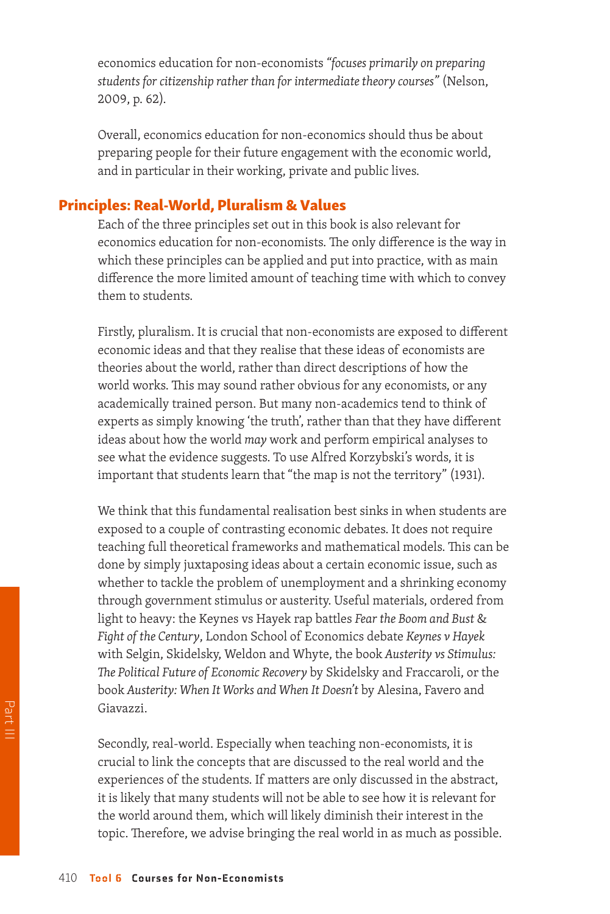economics education for non-economists *"focuses primarily on preparing students for citizenship rather than for intermediate theory courses"* (Nelson, 2009, p. 62).

Overall, economics education for non-economics should thus be about preparing people for their future engagement with the economic world, and in particular in their working, private and public lives.

## Principles: Real-World, Pluralism & Values

Each of the three principles set out in this book is also relevant for economics education for non-economists. The only difference is the way in which these principles can be applied and put into practice, with as main difference the more limited amount of teaching time with which to convey them to students.

Firstly, pluralism. It is crucial that non-economists are exposed to different economic ideas and that they realise that these ideas of economists are theories about the world, rather than direct descriptions of how the world works. This may sound rather obvious for any economists, or any academically trained person. But many non-academics tend to think of experts as simply knowing 'the truth', rather than that they have different ideas about how the world *may* work and perform empirical analyses to see what the evidence suggests. To use Alfred Korzybski's words, it is important that students learn that "the map is not the territory" (1931).

We think that this fundamental realisation best sinks in when students are exposed to a couple of contrasting economic debates. It does not require teaching full theoretical frameworks and mathematical models. This can be done by simply juxtaposing ideas about a certain economic issue, such as whether to tackle the problem of unemployment and a shrinking economy through government stimulus or austerity. Useful materials, ordered from light to heavy: the Keynes vs Hayek rap battles *Fear the Boom and Bust* & *Fight of the Century*, London School of Economics debate *Keynes v Hayek* with Selgin, Skidelsky, Weldon and Whyte, the book *Austerity vs Stimulus: The Political Future of Economic Recovery* by Skidelsky and Fraccaroli, or the book *Austerity: When It Works and When It Doesn't* by Alesina, Favero and Giavazzi.

Secondly, real-world. Especially when teaching non-economists, it is crucial to link the concepts that are discussed to the real world and the experiences of the students. If matters are only discussed in the abstract, it is likely that many students will not be able to see how it is relevant for the world around them, which will likely diminish their interest in the topic. Therefore, we advise bringing the real world in as much as possible.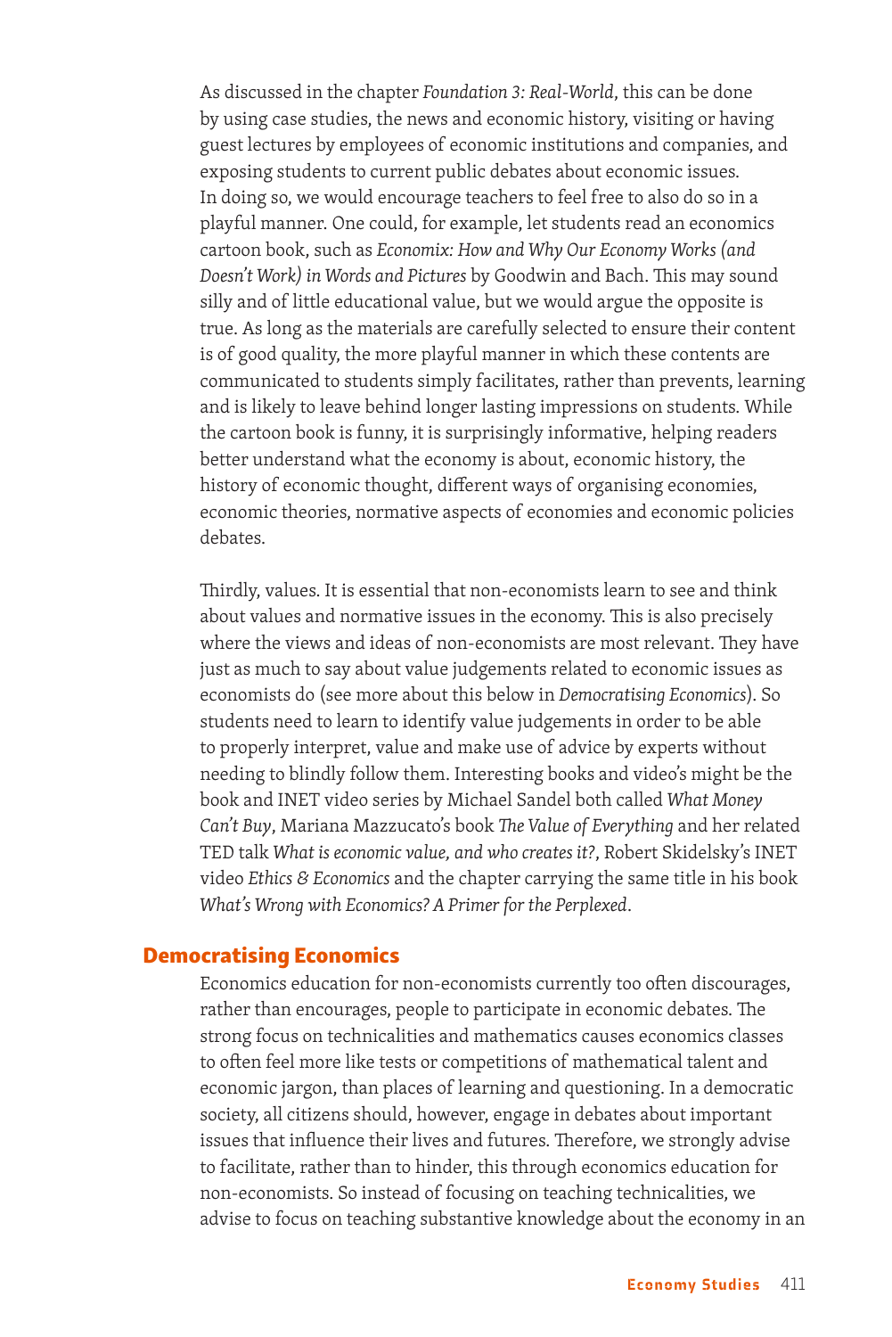As discussed in the chapter *Foundation 3: Real-World*, this can be done by using case studies, the news and economic history, visiting or having guest lectures by employees of economic institutions and companies, and exposing students to current public debates about economic issues. In doing so, we would encourage teachers to feel free to also do so in a playful manner. One could, for example, let students read an economics cartoon book, such as *Economix: How and Why Our Economy Works (and Doesn't Work) in Words and Pictures* by Goodwin and Bach. This may sound silly and of little educational value, but we would argue the opposite is true. As long as the materials are carefully selected to ensure their content is of good quality, the more playful manner in which these contents are communicated to students simply facilitates, rather than prevents, learning and is likely to leave behind longer lasting impressions on students. While the cartoon book is funny, it is surprisingly informative, helping readers better understand what the economy is about, economic history, the history of economic thought, different ways of organising economies, economic theories, normative aspects of economies and economic policies debates.

Thirdly, values. It is essential that non-economists learn to see and think about values and normative issues in the economy. This is also precisely where the views and ideas of non-economists are most relevant. They have just as much to say about value judgements related to economic issues as economists do (see more about this below in *Democratising Economics*). So students need to learn to identify value judgements in order to be able to properly interpret, value and make use of advice by experts without needing to blindly follow them. Interesting books and video's might be the book and INET video series by Michael Sandel both called *What Money Can't Buy*, Mariana Mazzucato's book *The Value of Everything* and her related TED talk *What is economic value, and who creates it?*, Robert Skidelsky's INET video *Ethics & Economics* and the chapter carrying the same title in his book *What's Wrong with Economics? A Primer for the Perplexed*.

## Democratising Economics

Economics education for non-economists currently too often discourages, rather than encourages, people to participate in economic debates. The strong focus on technicalities and mathematics causes economics classes to often feel more like tests or competitions of mathematical talent and economic jargon, than places of learning and questioning. In a democratic society, all citizens should, however, engage in debates about important issues that influence their lives and futures. Therefore, we strongly advise to facilitate, rather than to hinder, this through economics education for non-economists. So instead of focusing on teaching technicalities, we advise to focus on teaching substantive knowledge about the economy in an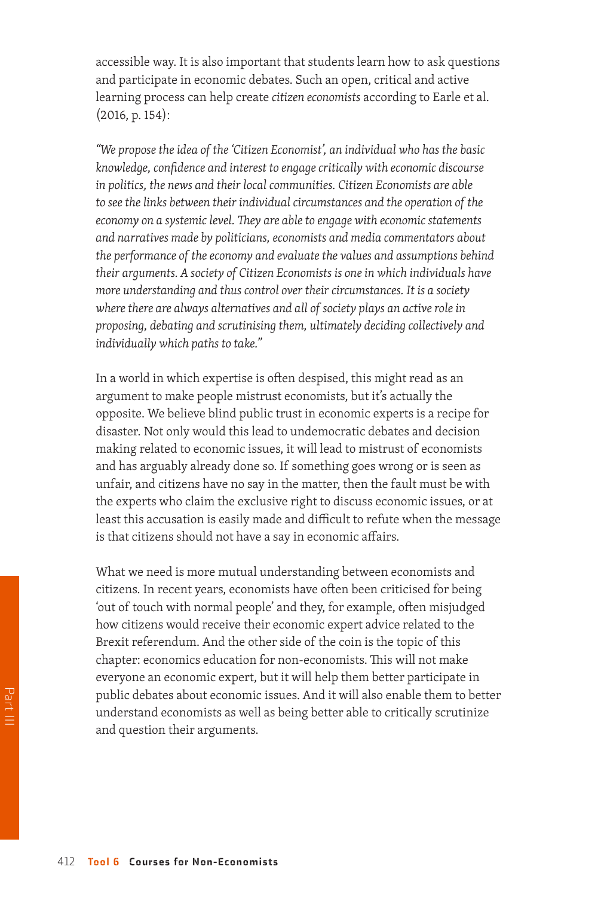accessible way. It is also important that students learn how to ask questions and participate in economic debates. Such an open, critical and active learning process can help create *citizen economists* according to Earle et al. (2016, p. 154):

*"We propose the idea of the 'Citizen Economist', an individual who has the basic knowledge, confidence and interest to engage critically with economic discourse in politics, the news and their local communities. Citizen Economists are able to see the links between their individual circumstances and the operation of the economy on a systemic level. They are able to engage with economic statements and narratives made by politicians, economists and media commentators about the performance of the economy and evaluate the values and assumptions behind their arguments. A society of Citizen Economists is one in which individuals have more understanding and thus control over their circumstances. It is a society where there are always alternatives and all of society plays an active role in proposing, debating and scrutinising them, ultimately deciding collectively and individually which paths to take."*

In a world in which expertise is often despised, this might read as an argument to make people mistrust economists, but it's actually the opposite. We believe blind public trust in economic experts is a recipe for disaster. Not only would this lead to undemocratic debates and decision making related to economic issues, it will lead to mistrust of economists and has arguably already done so. If something goes wrong or is seen as unfair, and citizens have no say in the matter, then the fault must be with the experts who claim the exclusive right to discuss economic issues, or at least this accusation is easily made and difficult to refute when the message is that citizens should not have a say in economic affairs.

What we need is more mutual understanding between economists and citizens. In recent years, economists have often been criticised for being 'out of touch with normal people' and they, for example, often misjudged how citizens would receive their economic expert advice related to the Brexit referendum. And the other side of the coin is the topic of this chapter: economics education for non-economists. This will not make everyone an economic expert, but it will help them better participate in public debates about economic issues. And it will also enable them to better understand economists as well as being better able to critically scrutinize and question their arguments.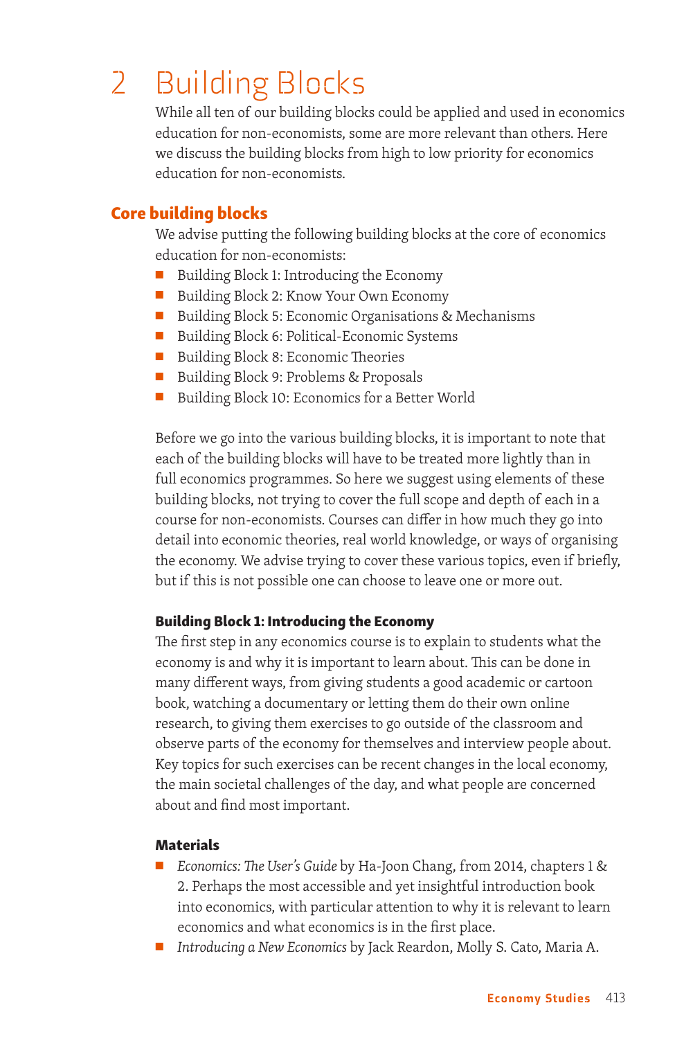# 2 Building Blocks

While all ten of our building blocks could be applied and used in economics education for non-economists, some are more relevant than others. Here we discuss the building blocks from high to low priority for economics education for non-economists.

## Core building blocks

We advise putting the following building blocks at the core of economics education for non-economists:

- Building Block 1: Introducing the Economy
- Building Block 2: Know Your Own Economy
- Building Block 5: Economic Organisations & Mechanisms
- Building Block 6: Political-Economic Systems
- Building Block 8: Economic Theories
- Building Block 9: Problems & Proposals
- Building Block 10: Economics for a Better World

Before we go into the various building blocks, it is important to note that each of the building blocks will have to be treated more lightly than in full economics programmes. So here we suggest using elements of these building blocks, not trying to cover the full scope and depth of each in a course for non-economists. Courses can differ in how much they go into detail into economic theories, real world knowledge, or ways of organising the economy. We advise trying to cover these various topics, even if briefly, but if this is not possible one can choose to leave one or more out.

### Building Block 1: Introducing the Economy

The first step in any economics course is to explain to students what the economy is and why it is important to learn about. This can be done in many different ways, from giving students a good academic or cartoon book, watching a documentary or letting them do their own online research, to giving them exercises to go outside of the classroom and observe parts of the economy for themselves and interview people about. Key topics for such exercises can be recent changes in the local economy, the main societal challenges of the day, and what people are concerned about and find most important.

#### Materials

- *Economics: The User's Guide* by Ha-Joon Chang, from 2014, chapters 1 & 2. Perhaps the most accessible and yet insightful introduction book into economics, with particular attention to why it is relevant to learn economics and what economics is in the first place.
- *Introducing a New Economics* by Jack Reardon, Molly S. Cato, Maria A.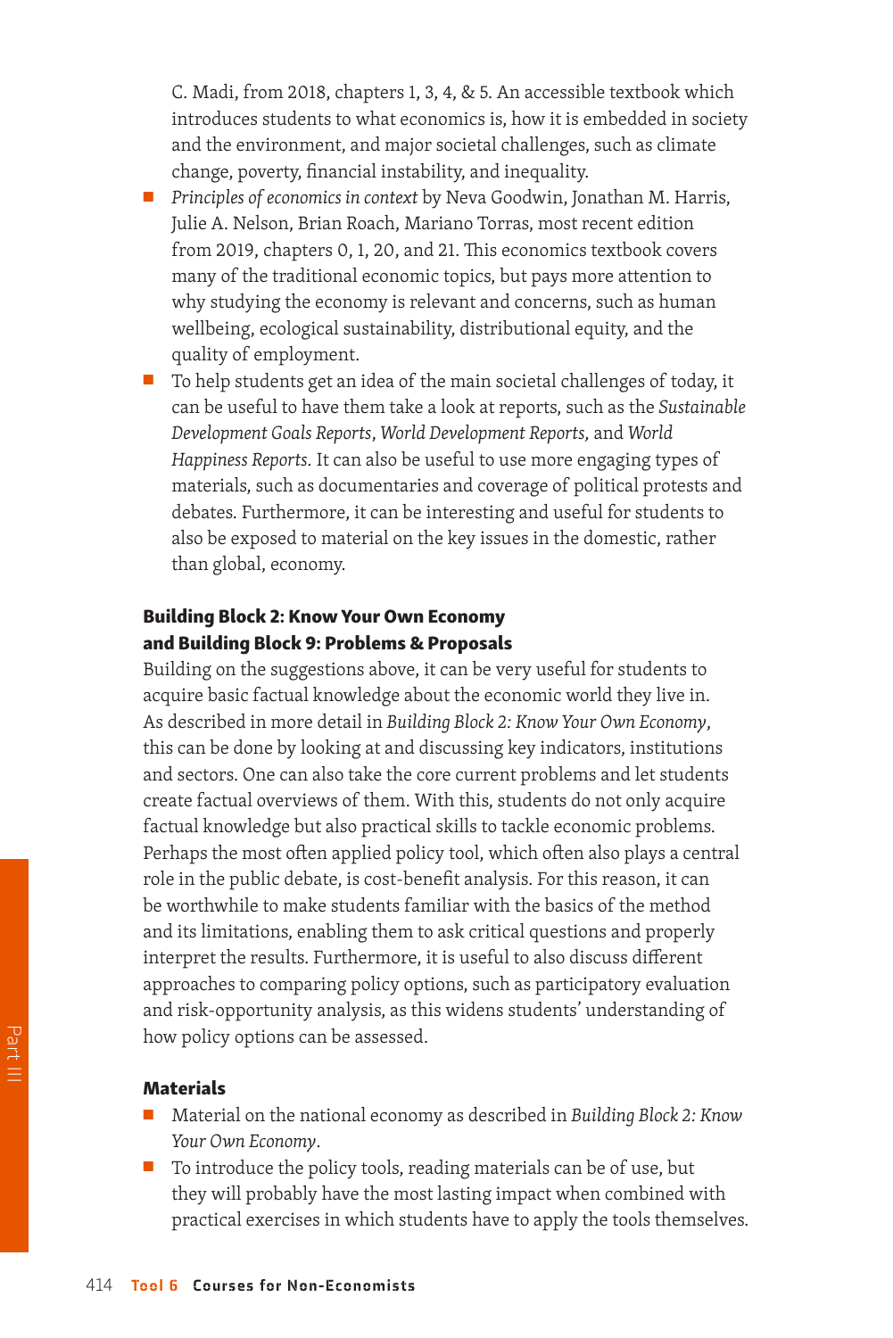C. Madi, from 2018, chapters 1, 3, 4, & 5. An accessible textbook which introduces students to what economics is, how it is embedded in society and the environment, and major societal challenges, such as climate change, poverty, financial instability, and inequality.

- *Principles of economics in context* by Neva Goodwin, Jonathan M. Harris, Julie A. Nelson, Brian Roach, Mariano Torras, most recent edition from 2019, chapters 0, 1, 20, and 21. This economics textbook covers many of the traditional economic topics, but pays more attention to why studying the economy is relevant and concerns, such as human wellbeing, ecological sustainability, distributional equity, and the quality of employment.
- To help students get an idea of the main societal challenges of today, it can be useful to have them take a look at reports, such as the *Sustainable Development Goals Reports*, *World Development Reports,* and *World Happiness Reports*. It can also be useful to use more engaging types of materials, such as documentaries and coverage of political protests and debates. Furthermore, it can be interesting and useful for students to also be exposed to material on the key issues in the domestic, rather than global, economy.

### Building Block 2: Know Your Own Economy and Building Block 9: Problems & Proposals

Building on the suggestions above, it can be very useful for students to acquire basic factual knowledge about the economic world they live in. As described in more detail in *Building Block 2: Know Your Own Economy*, this can be done by looking at and discussing key indicators, institutions and sectors. One can also take the core current problems and let students create factual overviews of them. With this, students do not only acquire factual knowledge but also practical skills to tackle economic problems. Perhaps the most often applied policy tool, which often also plays a central role in the public debate, is cost-benefit analysis. For this reason, it can be worthwhile to make students familiar with the basics of the method and its limitations, enabling them to ask critical questions and properly interpret the results. Furthermore, it is useful to also discuss different approaches to comparing policy options, such as participatory evaluation and risk-opportunity analysis, as this widens students' understanding of how policy options can be assessed.

### Materials

- Material on the national economy as described in *Building Block 2: Know Your Own Economy*.
- To introduce the policy tools, reading materials can be of use, but they will probably have the most lasting impact when combined with practical exercises in which students have to apply the tools themselves.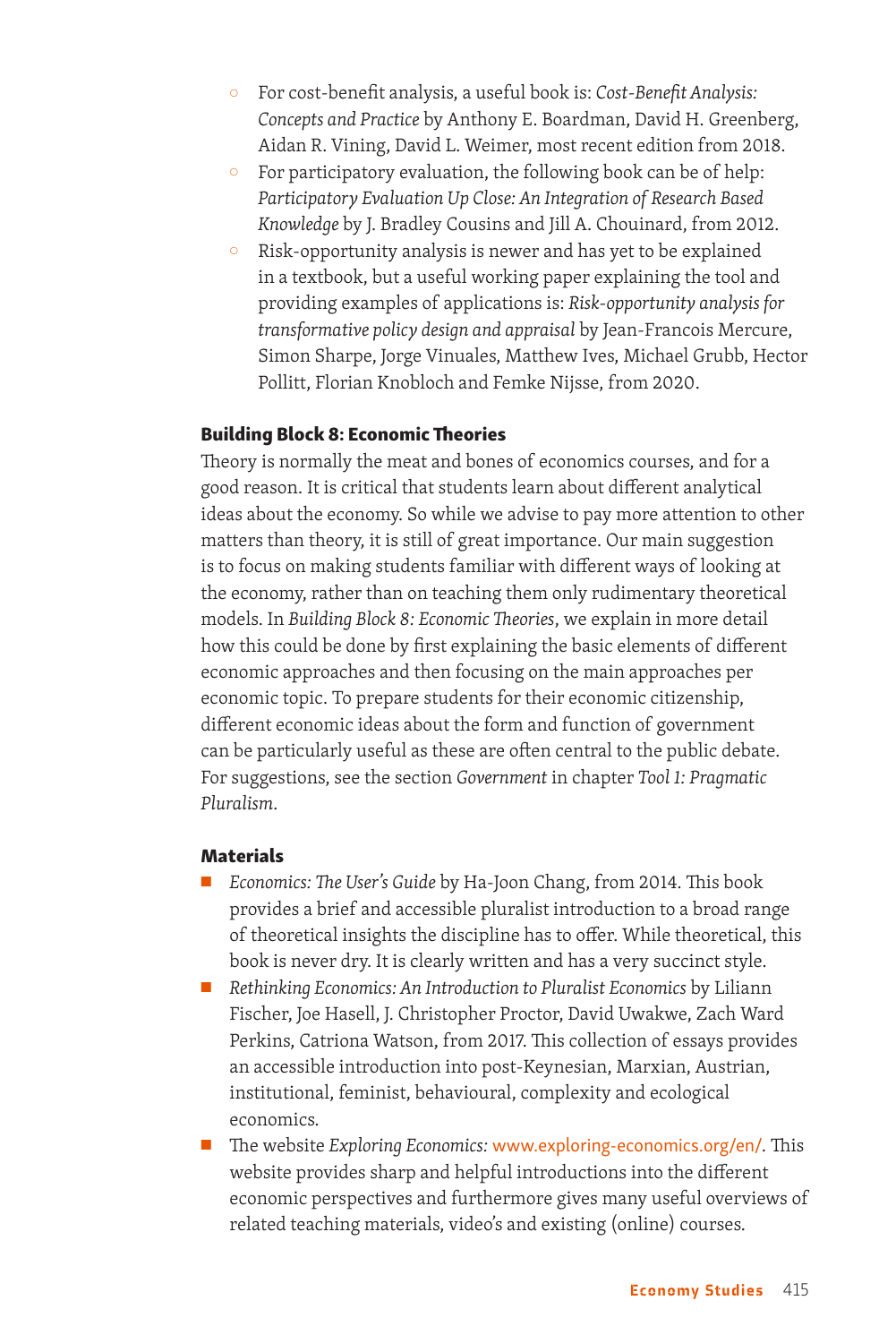- For cost-benefit analysis, a useful book is: *Cost-Benefit Analysis: Concepts and Practice* by Anthony E. Boardman, David H. Greenberg, Aidan R. Vining, David L. Weimer, most recent edition from 2018.
- For participatory evaluation, the following book can be of help: *Participatory Evaluation Up Close: An Integration of Research Based Knowledge* by J. Bradley Cousins and Jill A. Chouinard, from 2012.
- Risk-opportunity analysis is newer and has yet to be explained in a textbook, but a useful working paper explaining the tool and providing examples of applications is: *Risk-opportunity analysis for transformative policy design and appraisal* by Jean-Francois Mercure, Simon Sharpe, Jorge Vinuales, Matthew Ives, Michael Grubb, Hector Pollitt, Florian Knobloch and Femke Nijsse, from 2020.

### Building Block 8: Economic Theories

Theory is normally the meat and bones of economics courses, and for a good reason. It is critical that students learn about different analytical ideas about the economy. So while we advise to pay more attention to other matters than theory, it is still of great importance. Our main suggestion is to focus on making students familiar with different ways of looking at the economy, rather than on teaching them only rudimentary theoretical models. In *Building Block 8: Economic Theories*, we explain in more detail how this could be done by first explaining the basic elements of different economic approaches and then focusing on the main approaches per economic topic. To prepare students for their economic citizenship, different economic ideas about the form and function of government can be particularly useful as these are often central to the public debate. For suggestions, see the section *Government* in chapter *Tool 1: Pragmatic Pluralism*.

#### Materials

- *Economics: The User's Guide* by Ha-Joon Chang, from 2014. This book provides a brief and accessible pluralist introduction to a broad range of theoretical insights the discipline has to offer. While theoretical, this book is never dry. It is clearly written and has a very succinct style.
- *Rethinking Economics: An Introduction to Pluralist Economics* by Liliann Fischer, Joe Hasell, J. Christopher Proctor, David Uwakwe, Zach Ward Perkins, Catriona Watson, from 2017. This collection of essays provides an accessible introduction into post-Keynesian, Marxian, Austrian, institutional, feminist, behavioural, complexity and ecological economics.
- The website *Exploring Economics:* www.exploring-economics.org/en/. This website provides sharp and helpful introductions into the different economic perspectives and furthermore gives many useful overviews of related teaching materials, video's and existing (online) courses.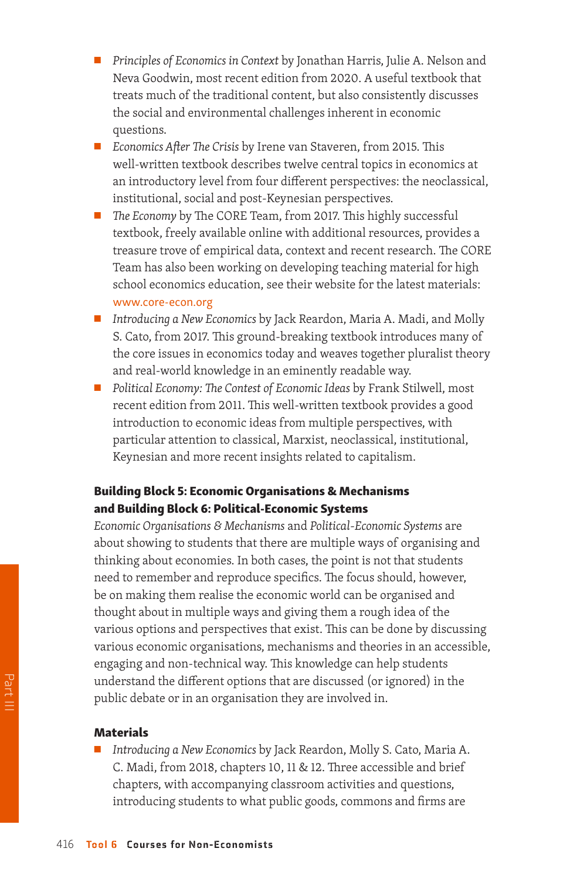- *Principles of Economics in Context* by Jonathan Harris, Julie A. Nelson and Neva Goodwin, most recent edition from 2020. A useful textbook that treats much of the traditional content, but also consistently discusses the social and environmental challenges inherent in economic questions.
- *Economics After The Crisis* by Irene van Staveren, from 2015. This well-written textbook describes twelve central topics in economics at an introductory level from four different perspectives: the neoclassical, institutional, social and post-Keynesian perspectives.
- *The Economy* by The CORE Team, from 2017. This highly successful textbook, freely available online with additional resources, provides a treasure trove of empirical data, context and recent research. The CORE Team has also been working on developing teaching material for high school economics education, see their website for the latest materials: www.core-econ.org
- *Introducing a New Economics* by Jack Reardon, Maria A. Madi, and Molly S. Cato, from 2017. This ground-breaking textbook introduces many of the core issues in economics today and weaves together pluralist theory and real-world knowledge in an eminently readable way.
- *Political Economy: The Contest of Economic Ideas* by Frank Stilwell, most recent edition from 2011. This well-written textbook provides a good introduction to economic ideas from multiple perspectives, with particular attention to classical, Marxist, neoclassical, institutional, Keynesian and more recent insights related to capitalism.

### Building Block 5: Economic Organisations & Mechanisms and Building Block 6: Political-Economic Systems

*Economic Organisations & Mechanisms* and *Political-Economic Systems* are about showing to students that there are multiple ways of organising and thinking about economies. In both cases, the point is not that students need to remember and reproduce specifics. The focus should, however, be on making them realise the economic world can be organised and thought about in multiple ways and giving them a rough idea of the various options and perspectives that exist. This can be done by discussing various economic organisations, mechanisms and theories in an accessible, engaging and non-technical way. This knowledge can help students understand the different options that are discussed (or ignored) in the public debate or in an organisation they are involved in.

### Materials

- *Introducing a New Economics* by Jack Reardon, Molly S. Cato, Maria A. C. Madi, from 2018, chapters 10, 11 & 12. Three accessible and brief chapters, with accompanying classroom activities and questions, introducing students to what public goods, commons and firms are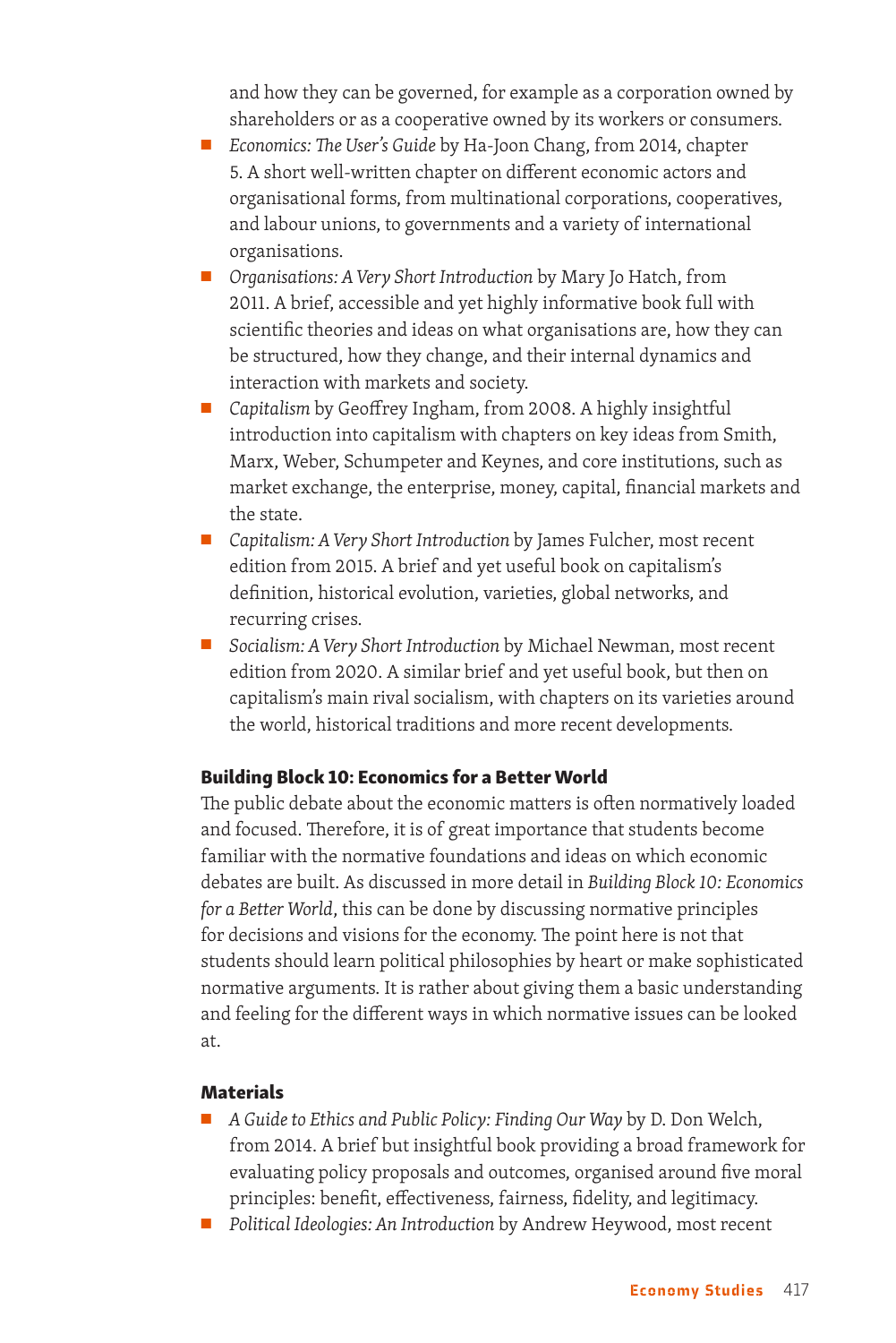and how they can be governed, for example as a corporation owned by shareholders or as a cooperative owned by its workers or consumers.

- *Economics: The User's Guide* by Ha-Joon Chang, from 2014, chapter 5. A short well-written chapter on different economic actors and organisational forms, from multinational corporations, cooperatives, and labour unions, to governments and a variety of international organisations.
- *Organisations: A Very Short Introduction* by Mary Jo Hatch, from 2011. A brief, accessible and yet highly informative book full with scientific theories and ideas on what organisations are, how they can be structured, how they change, and their internal dynamics and interaction with markets and society.
- *Capitalism* by Geoffrey Ingham, from 2008. A highly insightful introduction into capitalism with chapters on key ideas from Smith, Marx, Weber, Schumpeter and Keynes, and core institutions, such as market exchange, the enterprise, money, capital, financial markets and the state.
- *Capitalism: A Very Short Introduction* by James Fulcher, most recent edition from 2015. A brief and yet useful book on capitalism's definition, historical evolution, varieties, global networks, and recurring crises.
- *Socialism: A Very Short Introduction* by Michael Newman, most recent edition from 2020. A similar brief and yet useful book, but then on capitalism's main rival socialism, with chapters on its varieties around the world, historical traditions and more recent developments.

**Building Block 10: Economics for a Better World**

The public debate about the economic matters is often normatively loaded and focused. Therefore, it is of great importance that students become familiar with the normative foundations and ideas on which economic debates are built. As discussed in more detail in *Building Block 10: Economics for a Better World*, this can be done by discussing normative principles for decisions and visions for the economy. The point here is not that students should learn political philosophies by heart or make sophisticated normative arguments. It is rather about giving them a basic understanding and feeling for the different ways in which normative issues can be looked at.

**Materials**

- *A Guide to Ethics and Public Policy: Finding Our Way* by D. Don Welch, from 2014. A brief but insightful book providing a broad framework for evaluating policy proposals and outcomes, organised around five moral principles: benefit, effectiveness, fairness, fidelity, and legitimacy.
- *Political Ideologies: An Introduction* by Andrew Heywood, most recent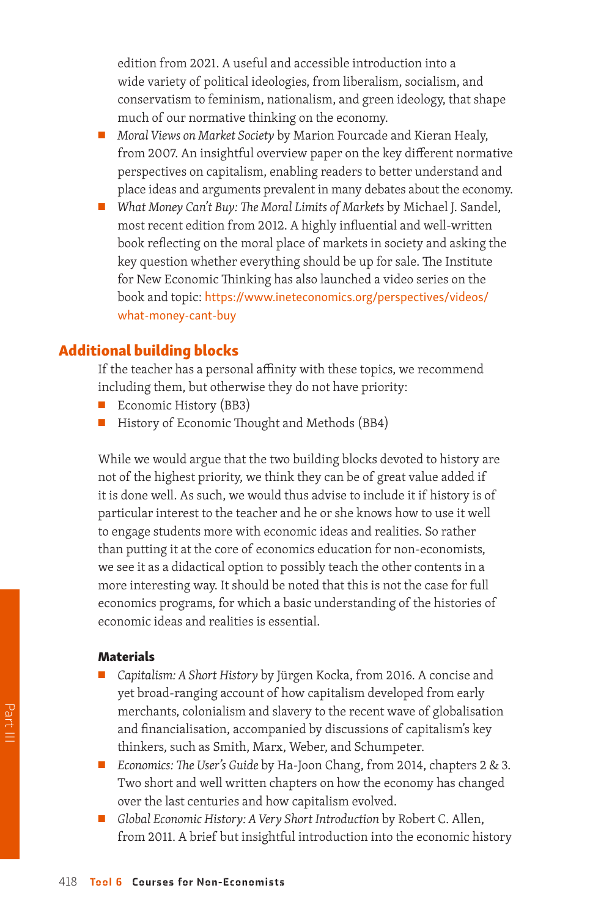edition from 2021. A useful and accessible introduction into a wide variety of political ideologies, from liberalism, socialism, and conservatism to feminism, nationalism, and green ideology, that shape much of our normative thinking on the economy.

- *Moral Views on Market Society* by Marion Fourcade and Kieran Healy, from 2007. An insightful overview paper on the key different normative perspectives on capitalism, enabling readers to better understand and place ideas and arguments prevalent in many debates about the economy.
- *What Money Can't Buy: The Moral Limits of Markets* by Michael J. Sandel, most recent edition from 2012. A highly influential and well-written book reflecting on the moral place of markets in society and asking the key question whether everything should be up for sale. The Institute for New Economic Thinking has also launched a video series on the book and topic: https://www.ineteconomics.org/perspectives/videos/what-money-cant-buy

## Additional building blocks

If the teacher has a personal affinity with these topics, we recommend including them, but otherwise they do not have priority:

- Economic History (BB3)
- History of Economic Thought and Methods (BB4)

While we would argue that the two building blocks devoted to history are not of the highest priority, we think they can be of great value added if it is done well. As such, we would thus advise to include it if history is of particular interest to the teacher and he or she knows how to use it well to engage students more with economic ideas and realities. So rather than putting it at the core of economics education for non-economists, we see it as a didactical option to possibly teach the other contents in a more interesting way. It should be noted that this is not the case for full economics programs, for which a basic understanding of the histories of economic ideas and realities is essential.

#### Materials

- *Capitalism: A Short History* by Jürgen Kocka, from 2016. A concise and yet broad-ranging account of how capitalism developed from early merchants, colonialism and slavery to the recent wave of globalisation and financialisation, accompanied by discussions of capitalism's key thinkers, such as Smith, Marx, Weber, and Schumpeter.
- *Economics: The User's Guide* by Ha-Joon Chang, from 2014, chapters 2 & 3. Two short and well written chapters on how the economy has changed over the last centuries and how capitalism evolved.
- *Global Economic History: A Very Short Introduction* by Robert C. Allen, from 2011. A brief but insightful introduction into the economic history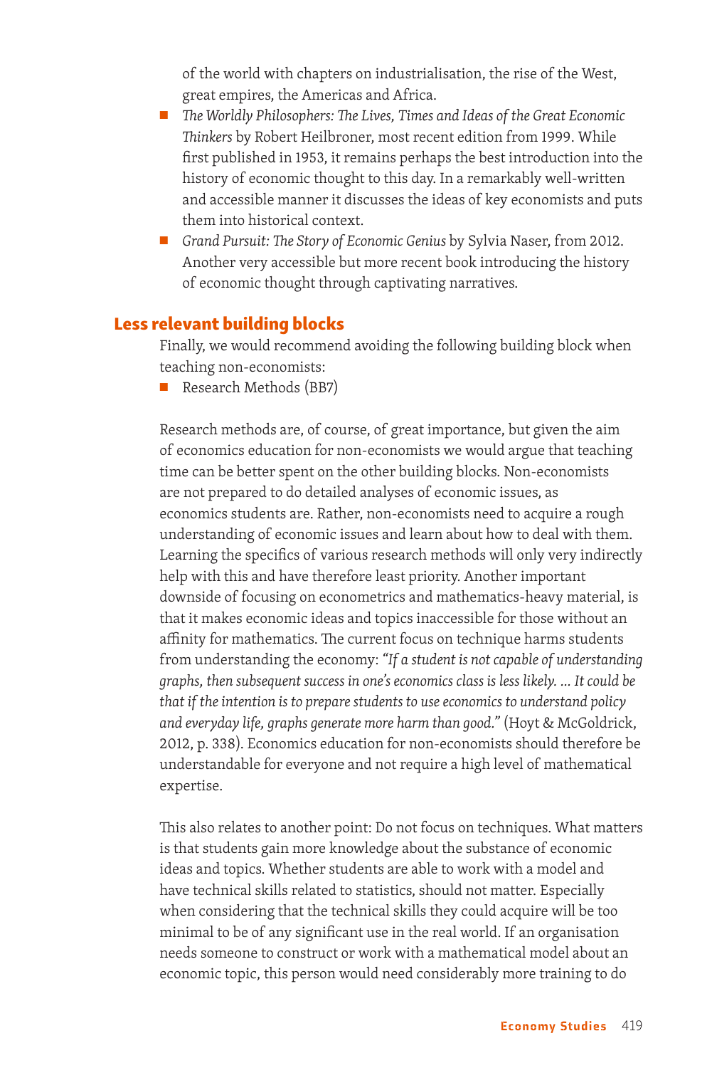of the world with chapters on industrialisation, the rise of the West, great empires, the Americas and Africa.

- *The Worldly Philosophers: The Lives, Times and Ideas of the Great Economic Thinkers* by Robert Heilbroner, most recent edition from 1999. While first published in 1953, it remains perhaps the best introduction into the history of economic thought to this day. In a remarkably well-written and accessible manner it discusses the ideas of key economists and puts them into historical context.
- *Grand Pursuit: The Story of Economic Genius* by Sylvia Naser, from 2012. Another very accessible but more recent book introducing the history of economic thought through captivating narratives.

## Less relevant building blocks

Finally, we would recommend avoiding the following building block when teaching non-economists:

- Research Methods (BB7)

Research methods are, of course, of great importance, but given the aim of economics education for non-economists we would argue that teaching time can be better spent on the other building blocks. Non-economists are not prepared to do detailed analyses of economic issues, as economics students are. Rather, non-economists need to acquire a rough understanding of economic issues and learn about how to deal with them. Learning the specifics of various research methods will only very indirectly help with this and have therefore least priority. Another important downside of focusing on econometrics and mathematics-heavy material, is that it makes economic ideas and topics inaccessible for those without an affinity for mathematics. The current focus on technique harms students from understanding the economy: *"If a student is not capable of understanding graphs, then subsequent success in one's economics class is less likely. … It could be that if the intention is to prepare students to use economics to understand policy and everyday life, graphs generate more harm than good."* (Hoyt & McGoldrick, 2012, p. 338). Economics education for non-economists should therefore be understandable for everyone and not require a high level of mathematical expertise.

This also relates to another point: Do not focus on techniques. What matters is that students gain more knowledge about the substance of economic ideas and topics. Whether students are able to work with a model and have technical skills related to statistics, should not matter. Especially when considering that the technical skills they could acquire will be too minimal to be of any significant use in the real world. If an organisation needs someone to construct or work with a mathematical model about an economic topic, this person would need considerably more training to do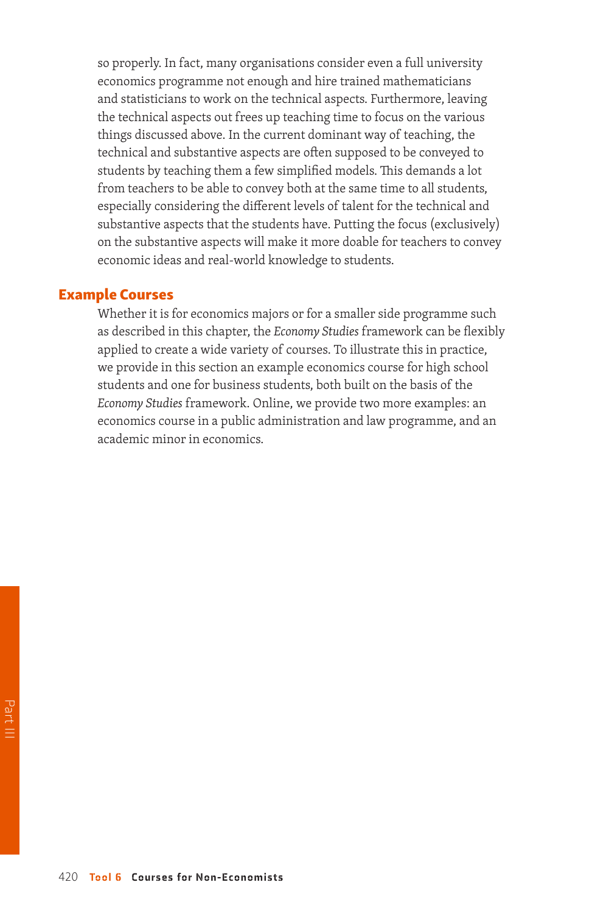so properly. In fact, many organisations consider even a full university economics programme not enough and hire trained mathematicians and statisticians to work on the technical aspects. Furthermore, leaving the technical aspects out frees up teaching time to focus on the various things discussed above. In the current dominant way of teaching, the technical and substantive aspects are often supposed to be conveyed to students by teaching them a few simplified models. This demands a lot from teachers to be able to convey both at the same time to all students, especially considering the different levels of talent for the technical and substantive aspects that the students have. Putting the focus (exclusively) on the substantive aspects will make it more doable for teachers to convey economic ideas and real-world knowledge to students.

## Example Courses

Whether it is for economics majors or for a smaller side programme such as described in this chapter, the *Economy Studies* framework can be flexibly applied to create a wide variety of courses. To illustrate this in practice, we provide in this section an example economics course for high school students and one for business students, both built on the basis of the *Economy Studies* framework. Online, we provide two more examples: an economics course in a public administration and law programme, and an academic minor in economics.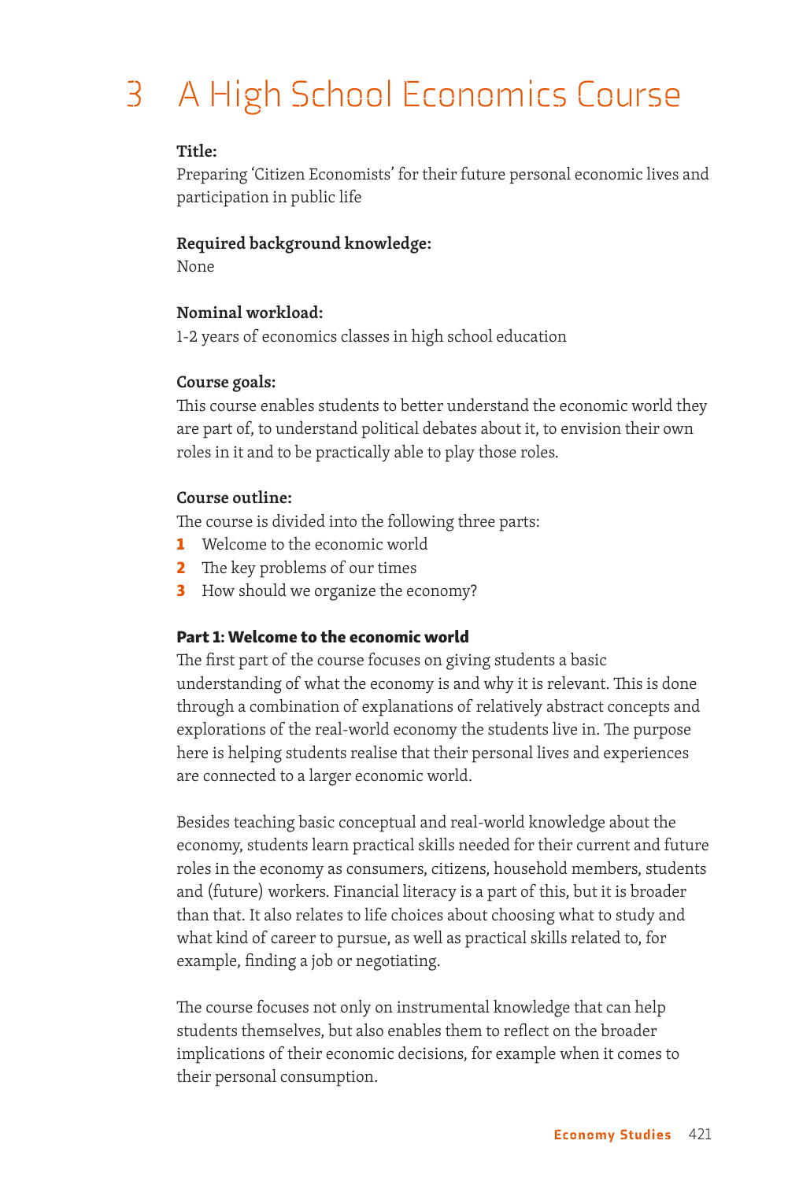# 3 A High School Economics Course

**Title:**
Preparing 'Citizen Economists' for their future personal economic lives and participation in public life

**Required background knowledge:**
None

**Nominal workload:**
1-2 years of economics classes in high school education

**Course goals:**
This course enables students to better understand the economic world they are part of, to understand political debates about it, to envision their own roles in it and to be practically able to play those roles.

**Course outline:**
The course is divided into the following three parts:

1. Welcome to the economic world
2. The key problems of our times
3. How should we organize the economy?

**Part 1: Welcome to the economic world**
The first part of the course focuses on giving students a basic understanding of what the economy is and why it is relevant. This is done through a combination of explanations of relatively abstract concepts and explorations of the real-world economy the students live in. The purpose here is helping students realise that their personal lives and experiences are connected to a larger economic world.

Besides teaching basic conceptual and real-world knowledge about the economy, students learn practical skills needed for their current and future roles in the economy as consumers, citizens, household members, students and (future) workers. Financial literacy is a part of this, but it is broader than that. It also relates to life choices about choosing what to study and what kind of career to pursue, as well as practical skills related to, for example, finding a job or negotiating.

The course focuses not only on instrumental knowledge that can help students themselves, but also enables them to reflect on the broader implications of their economic decisions, for example when it comes to their personal consumption.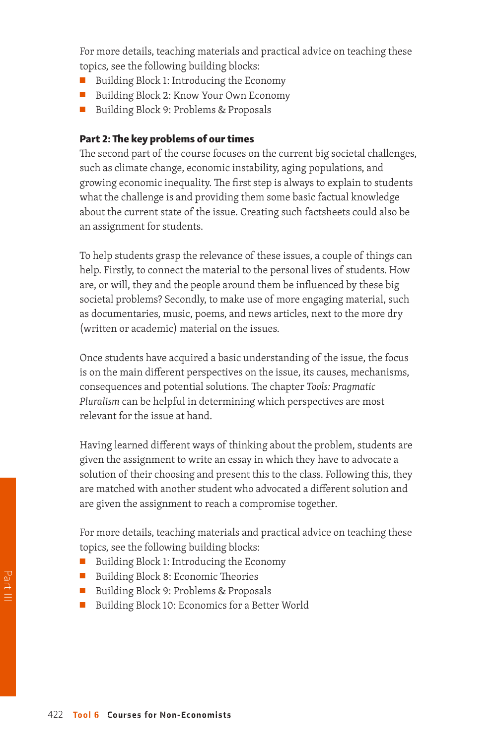For more details, teaching materials and practical advice on teaching these topics, see the following building blocks:

- Building Block 1: Introducing the Economy
- Building Block 2: Know Your Own Economy
- Building Block 9: Problems & Proposals

**Part 2: The key problems of our times**

The second part of the course focuses on the current big societal challenges, such as climate change, economic instability, aging populations, and growing economic inequality. The first step is always to explain to students what the challenge is and providing them some basic factual knowledge about the current state of the issue. Creating such factsheets could also be an assignment for students.

To help students grasp the relevance of these issues, a couple of things can help. Firstly, to connect the material to the personal lives of students. How are, or will, they and the people around them be influenced by these big societal problems? Secondly, to make use of more engaging material, such as documentaries, music, poems, and news articles, next to the more dry (written or academic) material on the issues.

Once students have acquired a basic understanding of the issue, the focus is on the main different perspectives on the issue, its causes, mechanisms, consequences and potential solutions. The chapter *Tools: Pragmatic Pluralism* can be helpful in determining which perspectives are most relevant for the issue at hand.

Having learned different ways of thinking about the problem, students are given the assignment to write an essay in which they have to advocate a solution of their choosing and present this to the class. Following this, they are matched with another student who advocated a different solution and are given the assignment to reach a compromise together.

For more details, teaching materials and practical advice on teaching these topics, see the following building blocks:

- Building Block 1: Introducing the Economy
- Building Block 8: Economic Theories
- Building Block 9: Problems & Proposals
- Building Block 10: Economics for a Better World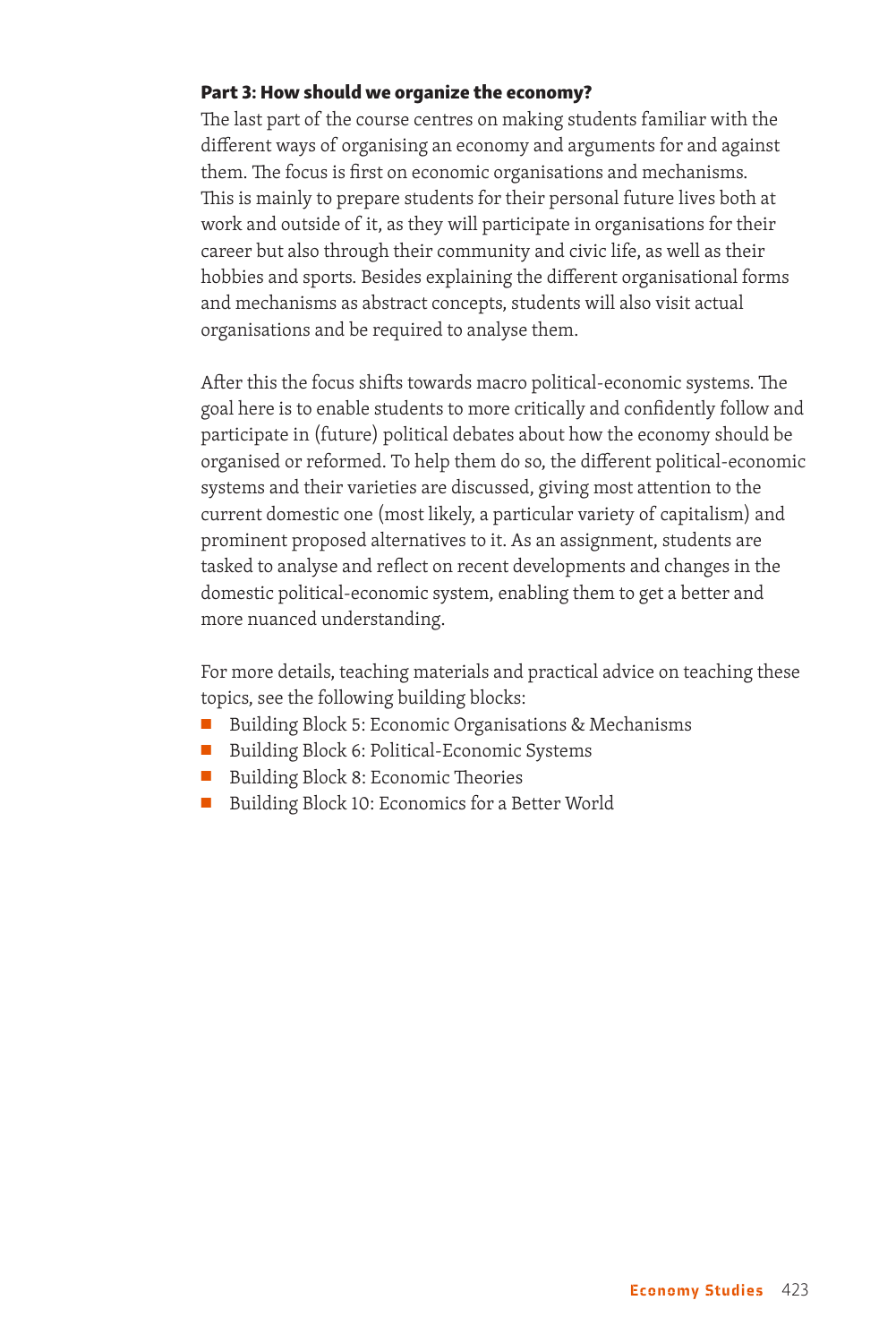**Part 3: How should we organize the economy?**

The last part of the course centres on making students familiar with the different ways of organising an economy and arguments for and against them. The focus is first on economic organisations and mechanisms. This is mainly to prepare students for their personal future lives both at work and outside of it, as they will participate in organisations for their career but also through their community and civic life, as well as their hobbies and sports. Besides explaining the different organisational forms and mechanisms as abstract concepts, students will also visit actual organisations and be required to analyse them.

After this the focus shifts towards macro political-economic systems. The goal here is to enable students to more critically and confidently follow and participate in (future) political debates about how the economy should be organised or reformed. To help them do so, the different political-economic systems and their varieties are discussed, giving most attention to the current domestic one (most likely, a particular variety of capitalism) and prominent proposed alternatives to it. As an assignment, students are tasked to analyse and reflect on recent developments and changes in the domestic political-economic system, enabling them to get a better and more nuanced understanding.

For more details, teaching materials and practical advice on teaching these topics, see the following building blocks:

- Building Block 5: Economic Organisations & Mechanisms
- Building Block 6: Political-Economic Systems
- Building Block 8: Economic Theories
- Building Block 10: Economics for a Better World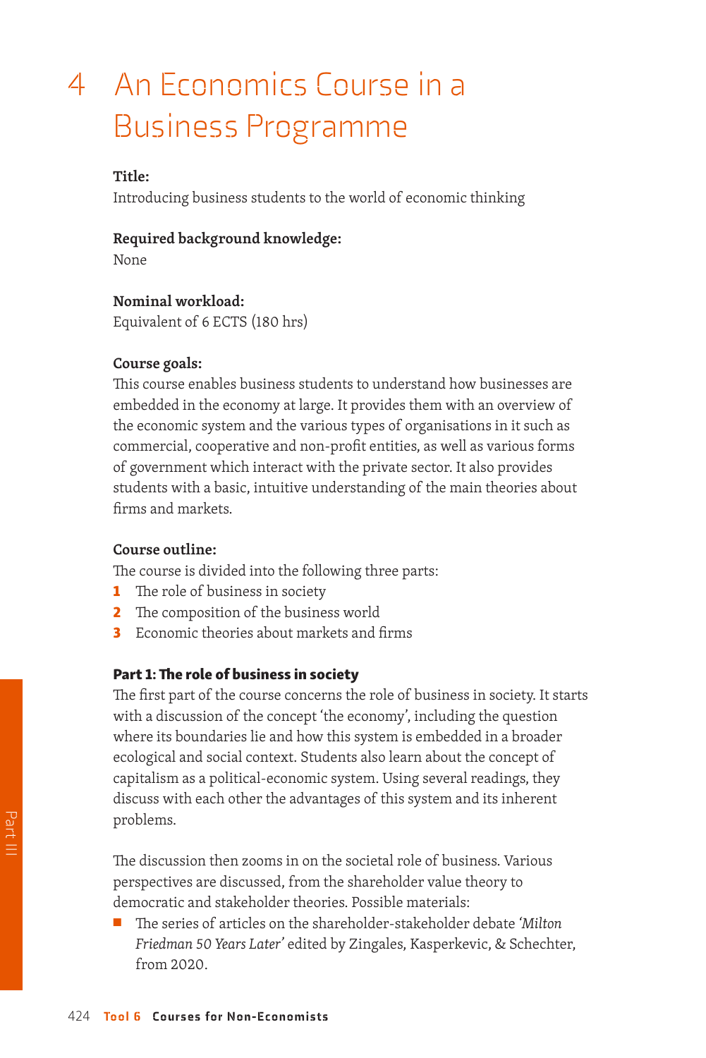# 4 An Economics Course in a Business Programme

**Title:**
Introducing business students to the world of economic thinking

**Required background knowledge:**
None

**Nominal workload:**
Equivalent of 6 ECTS (180 hrs)

**Course goals:**
This course enables business students to understand how businesses are embedded in the economy at large. It provides them with an overview of the economic system and the various types of organisations in it such as commercial, cooperative and non-profit entities, as well as various forms of government which interact with the private sector. It also provides students with a basic, intuitive understanding of the main theories about firms and markets.

**Course outline:**
The course is divided into the following three parts:

1. The role of business in society
2. The composition of the business world
3. Economic theories about markets and firms

**Part 1: The role of business in society**
The first part of the course concerns the role of business in society. It starts with a discussion of the concept 'the economy', including the question where its boundaries lie and how this system is embedded in a broader ecological and social context. Students also learn about the concept of capitalism as a political-economic system. Using several readings, they discuss with each other the advantages of this system and its inherent problems.

The discussion then zooms in on the societal role of business. Various perspectives are discussed, from the shareholder value theory to democratic and stakeholder theories. Possible materials:

- The series of articles on the shareholder-stakeholder debate *'Milton Friedman 50 Years Later'* edited by Zingales, Kasperkevic, & Schechter, from 2020.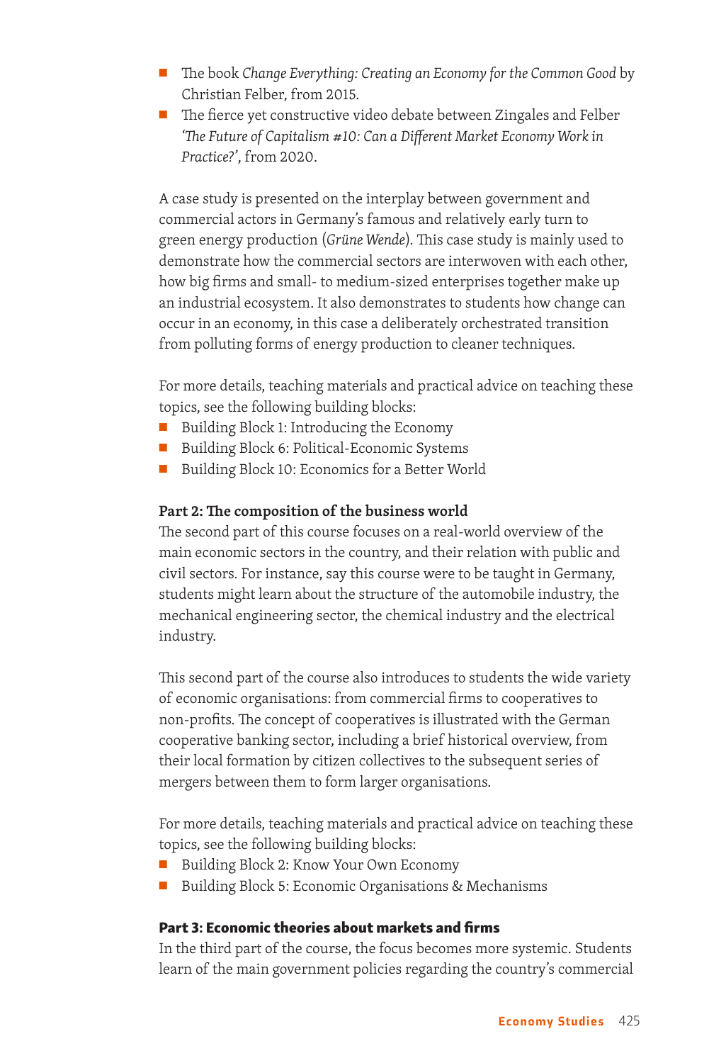- The book *Change Everything: Creating an Economy for the Common Good* by Christian Felber, from 2015.
- The fierce yet constructive video debate between Zingales and Felber *'The Future of Capitalism #10: Can a Different Market Economy Work in Practice?'*, from 2020.

A case study is presented on the interplay between government and commercial actors in Germany's famous and relatively early turn to green energy production (*Grüne Wende*). This case study is mainly used to demonstrate how the commercial sectors are interwoven with each other, how big firms and small- to medium-sized enterprises together make up an industrial ecosystem. It also demonstrates to students how change can occur in an economy, in this case a deliberately orchestrated transition from polluting forms of energy production to cleaner techniques.

For more details, teaching materials and practical advice on teaching these topics, see the following building blocks:

- Building Block 1: Introducing the Economy
- Building Block 6: Political-Economic Systems
- Building Block 10: Economics for a Better World

**Part 2: The composition of the business world**

The second part of this course focuses on a real-world overview of the main economic sectors in the country, and their relation with public and civil sectors. For instance, say this course were to be taught in Germany, students might learn about the structure of the automobile industry, the mechanical engineering sector, the chemical industry and the electrical industry.

This second part of the course also introduces to students the wide variety of economic organisations: from commercial firms to cooperatives to non-profits. The concept of cooperatives is illustrated with the German cooperative banking sector, including a brief historical overview, from their local formation by citizen collectives to the subsequent series of mergers between them to form larger organisations.

For more details, teaching materials and practical advice on teaching these topics, see the following building blocks:

- Building Block 2: Know Your Own Economy
- Building Block 5: Economic Organisations & Mechanisms

**Part 3: Economic theories about markets and firms**

In the third part of the course, the focus becomes more systemic. Students learn of the main government policies regarding the country's commercial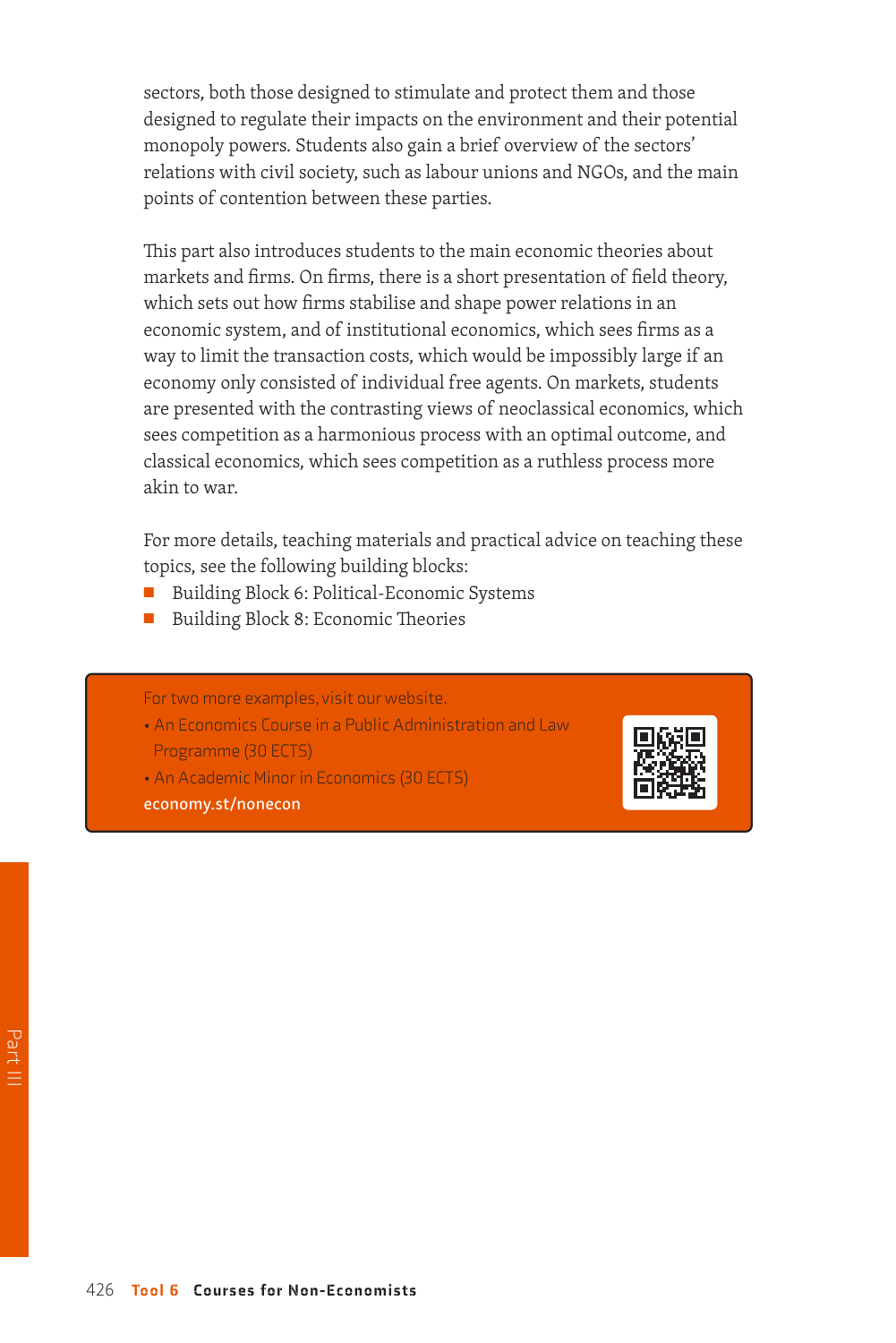sectors, both those designed to stimulate and protect them and those designed to regulate their impacts on the environment and their potential monopoly powers. Students also gain a brief overview of the sectors' relations with civil society, such as labour unions and NGOs, and the main points of contention between these parties.

This part also introduces students to the main economic theories about markets and firms. On firms, there is a short presentation of field theory, which sets out how firms stabilise and shape power relations in an economic system, and of institutional economics, which sees firms as a way to limit the transaction costs, which would be impossibly large if an economy only consisted of individual free agents. On markets, students are presented with the contrasting views of neoclassical economics, which sees competition as a harmonious process with an optimal outcome, and classical economics, which sees competition as a ruthless process more akin to war.

For more details, teaching materials and practical advice on teaching these topics, see the following building blocks:

- Building Block 6: Political-Economic Systems
- Building Block 8: Economic Theories

For two more examples, visit our website.

- An Economics Course in a Public Administration and Law Programme (30 ECTS)
- An Academic Minor in Economics (30 ECTS)

economy.st/nonecon